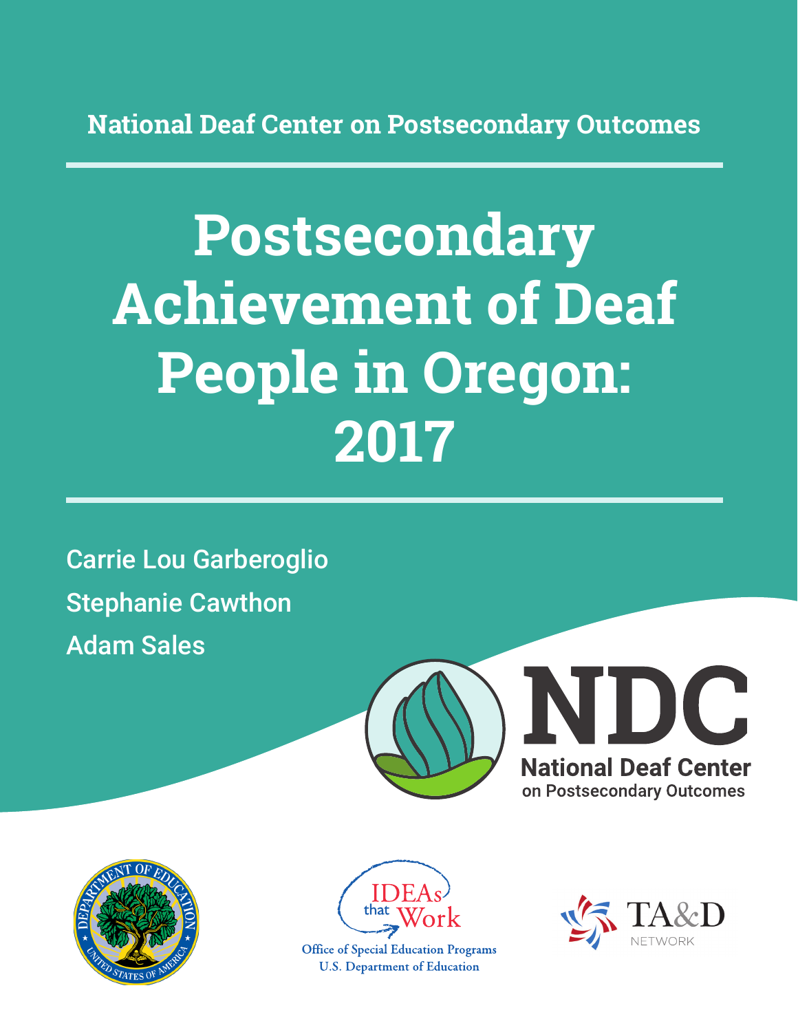National Deaf Center on Postsecondary Outcomes

# Postsecondary Achievement of Deaf People in Oregon: 2017

Carrie Lou Garberoglio

Stephanie Cawthon

Adam Sales

NDC

National Deaf Center on Postsecondary Outcomes

IDEAs that Work

Office of Special Education Programs
U.S. Department of Education

TA&D NETWORK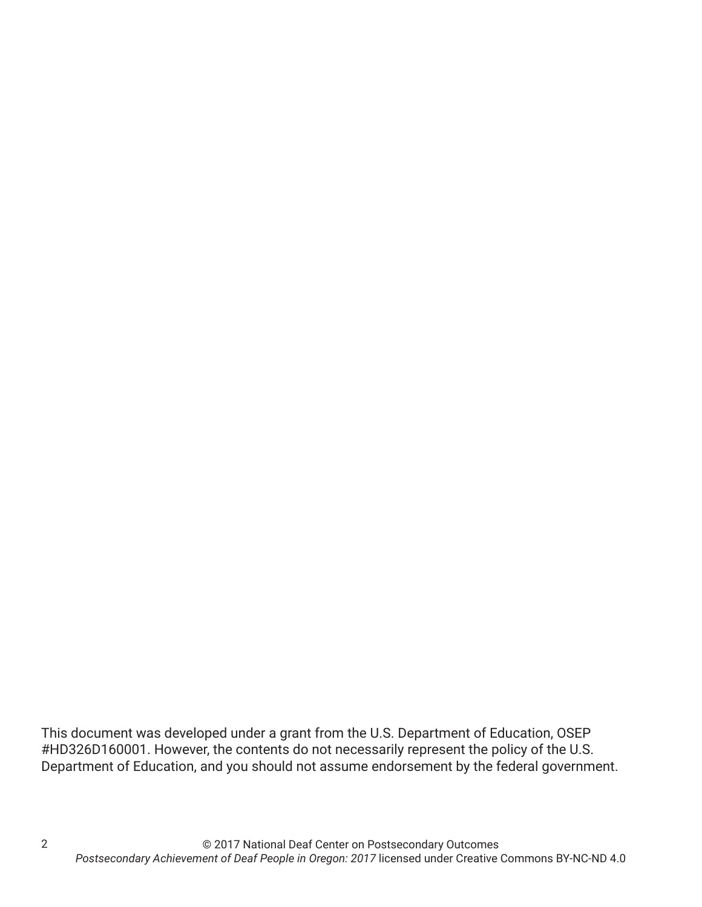This document was developed under a grant from the U.S. Department of Education, OSEP #HD326D160001. However, the contents do not necessarily represent the policy of the U.S. Department of Education, and you should not assume endorsement by the federal government.

© 2017 National Deaf Center on Postsecondary Outcomes
*Postsecondary Achievement of Deaf People in Oregon: 2017* licensed under Creative Commons BY-NC-ND 4.0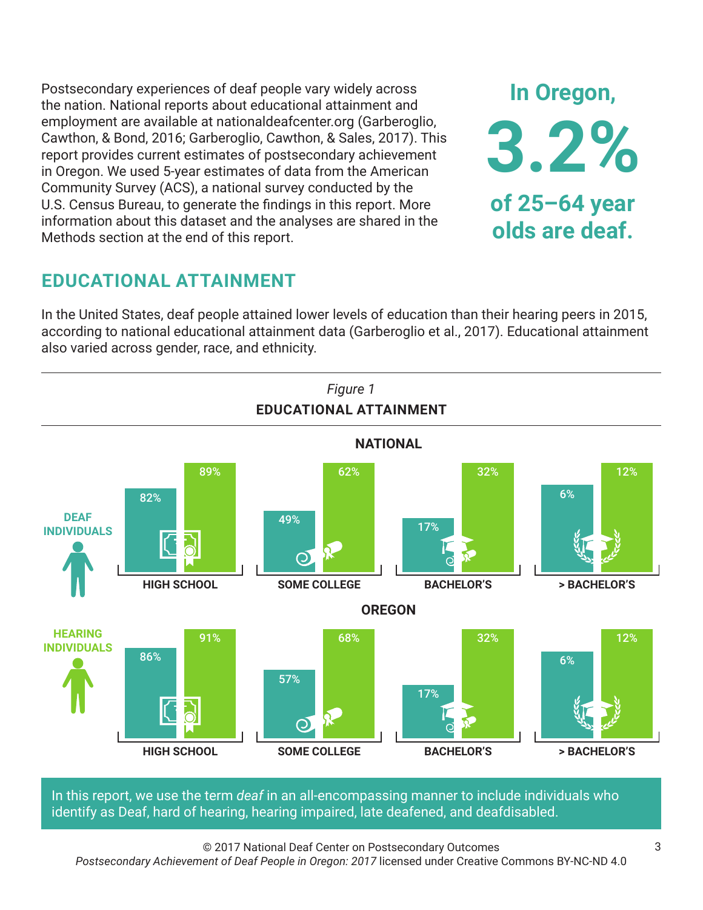Postsecondary experiences of deaf people vary widely across the nation. National reports about educational attainment and employment are available at nationaldeafcenter.org (Garberoglio, Cawthon, & Bond, 2016; Garberoglio, Cawthon, & Sales, 2017). This report provides current estimates of postsecondary achievement in Oregon. We used 5-year estimates of data from the American Community Survey (ACS), a national survey conducted by the U.S. Census Bureau, to generate the findings in this report. More information about this dataset and the analyses are shared in the Methods section at the end of this report.

**In Oregon, 3.2% of 25–64 year olds are deaf.**

## EDUCATIONAL ATTAINMENT

In the United States, deaf people attained lower levels of education than their hearing peers in 2015, according to national educational attainment data (Garberoglio et al., 2017). Educational attainment also varied across gender, race, and ethnicity.

*Figure 1*

**EDUCATIONAL ATTAINMENT**

**NATIONAL**

| | HIGH SCHOOL | SOME COLLEGE | BACHELOR'S | > BACHELOR'S |
|---|---|---|---|---|
| DEAF INDIVIDUALS | 82% | 49% | 17% | 6% |
| HEARING INDIVIDUALS | 89% | 62% | 32% | 12% |

**OREGON**

| | HIGH SCHOOL | SOME COLLEGE | BACHELOR'S | > BACHELOR'S |
|---|---|---|---|---|
| DEAF INDIVIDUALS | 86% | 57% | 17% | 6% |
| HEARING INDIVIDUALS | 91% | 68% | 32% | 12% |

In this report, we use the term *deaf* in an all-encompassing manner to include individuals who identify as Deaf, hard of hearing, hearing impaired, late deafened, and deafdisabled.

© 2017 National Deaf Center on Postsecondary Outcomes
*Postsecondary Achievement of Deaf People in Oregon: 2017* licensed under Creative Commons BY-NC-ND 4.0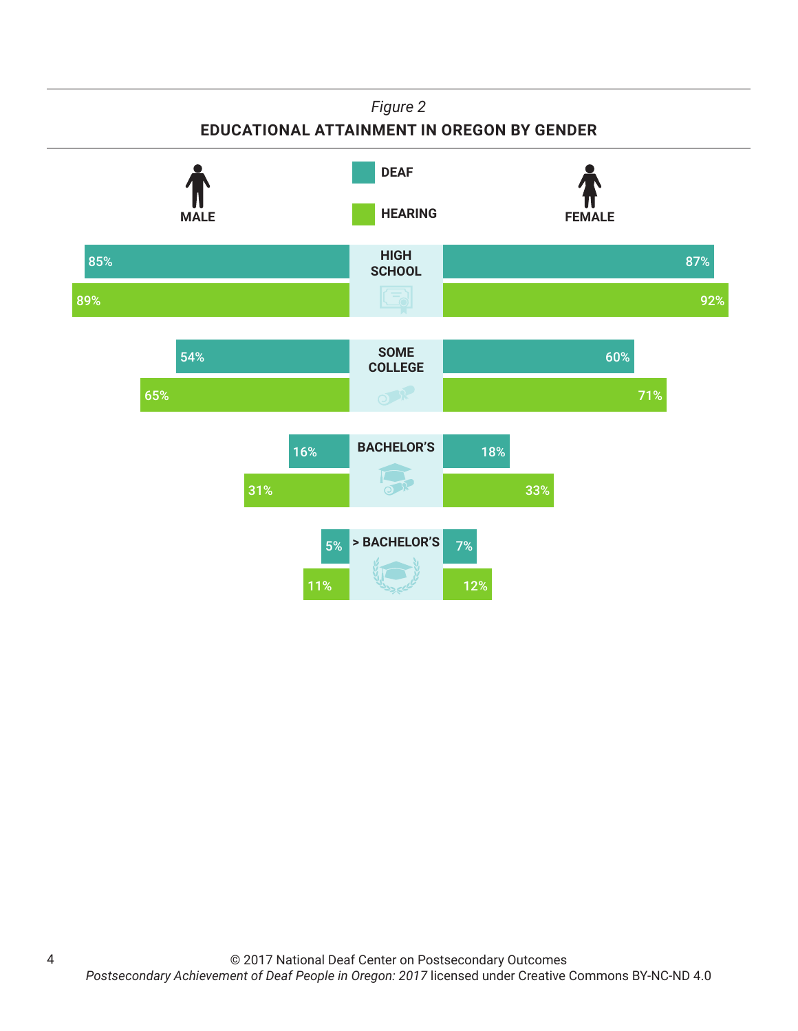*Figure 2*

**EDUCATIONAL ATTAINMENT IN OREGON BY GENDER**

| | Male – Deaf | Male – Hearing | Female – Deaf | Female – Hearing |
|---|---|---|---|---|
| HIGH SCHOOL | 85% | 89% | 87% | 92% |
| SOME COLLEGE | 54% | 65% | 60% | 71% |
| BACHELOR'S | 16% | 31% | 18% | 33% |
| > BACHELOR'S | 5% | 11% | 7% | 12% |

© 2017 National Deaf Center on Postsecondary Outcomes
*Postsecondary Achievement of Deaf People in Oregon: 2017* licensed under Creative Commons BY-NC-ND 4.0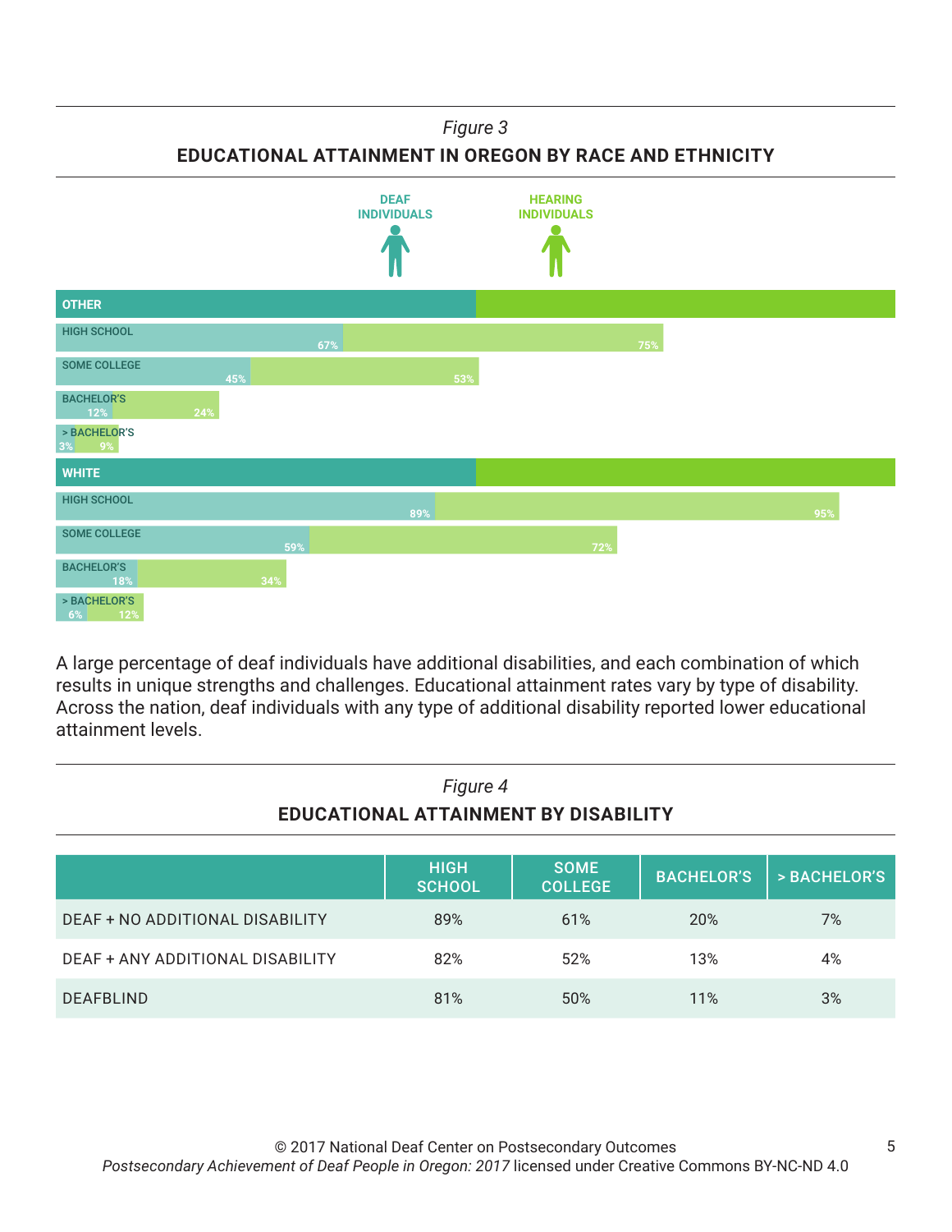*Figure 3*

**EDUCATIONAL ATTAINMENT IN OREGON BY RACE AND ETHNICITY**

| | DEAF INDIVIDUALS | HEARING INDIVIDUALS |
|---|---|---|
| **OTHER** | | |
| HIGH SCHOOL | 67% | 75% |
| SOME COLLEGE | 45% | 53% |
| BACHELOR'S | 12% | 24% |
| > BACHELOR'S | 3% | 9% |
| **WHITE** | | |
| HIGH SCHOOL | 89% | 95% |
| SOME COLLEGE | 59% | 72% |
| BACHELOR'S | 18% | 34% |
| > BACHELOR'S | 6% | 12% |

A large percentage of deaf individuals have additional disabilities, and each combination of which results in unique strengths and challenges. Educational attainment rates vary by type of disability. Across the nation, deaf individuals with any type of additional disability reported lower educational attainment levels.

*Figure 4*

**EDUCATIONAL ATTAINMENT BY DISABILITY**

| | HIGH SCHOOL | SOME COLLEGE | BACHELOR'S | > BACHELOR'S |
|---|---|---|---|---|
| DEAF + NO ADDITIONAL DISABILITY | 89% | 61% | 20% | 7% |
| DEAF + ANY ADDITIONAL DISABILITY | 82% | 52% | 13% | 4% |
| DEAFBLIND | 81% | 50% | 11% | 3% |

© 2017 National Deaf Center on Postsecondary Outcomes
*Postsecondary Achievement of Deaf People in Oregon: 2017* licensed under Creative Commons BY-NC-ND 4.0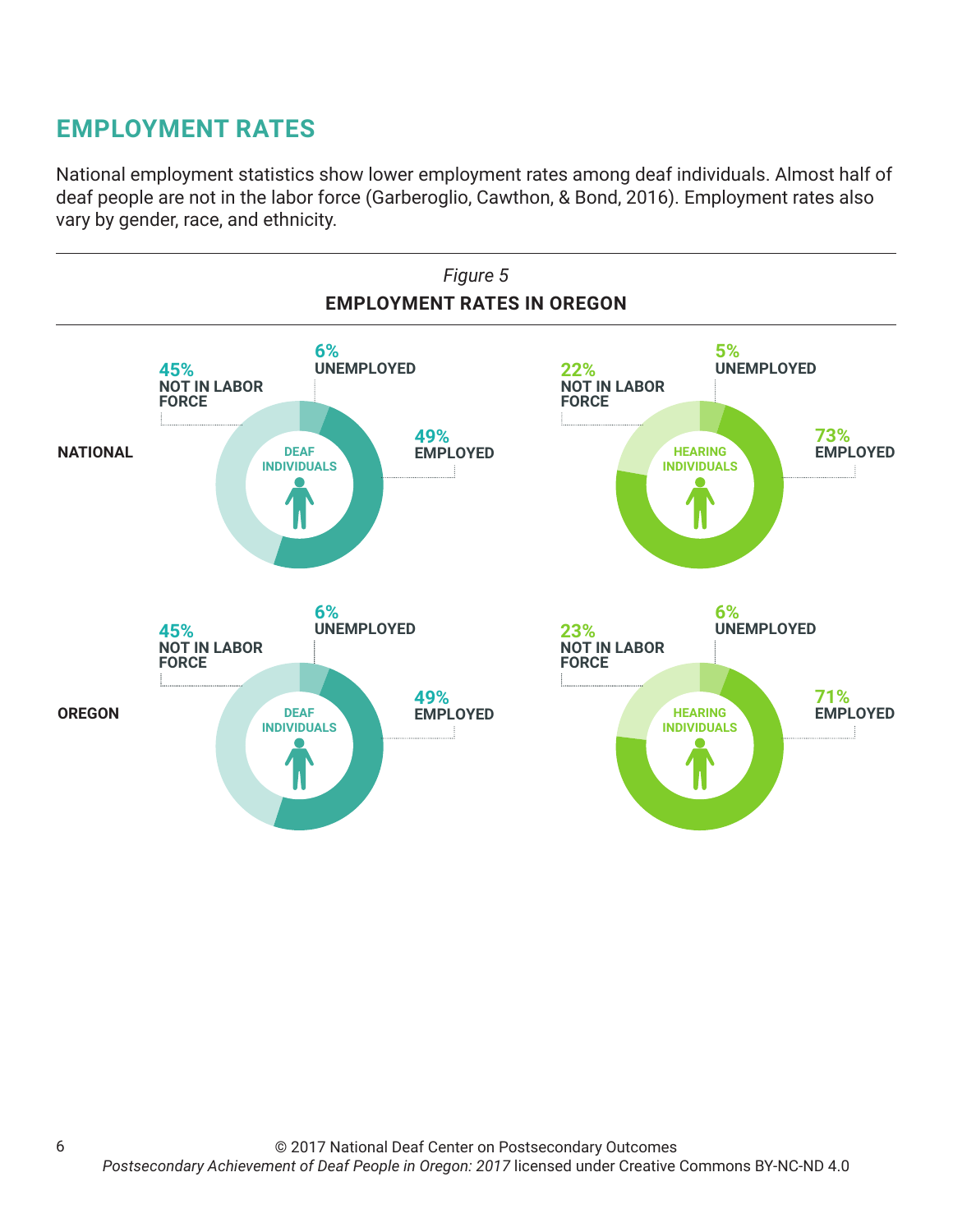## EMPLOYMENT RATES

National employment statistics show lower employment rates among deaf individuals. Almost half of deaf people are not in the labor force (Garberoglio, Cawthon, & Bond, 2016). Employment rates also vary by gender, race, and ethnicity.

*Figure 5*

**EMPLOYMENT RATES IN OREGON**

| | Deaf Individuals | | | Hearing Individuals | | |
|---|---|---|---|---|---|---|
| | Not in Labor Force | Unemployed | Employed | Not in Labor Force | Unemployed | Employed |
| **NATIONAL** | 45% | 6% | 49% | 22% | 5% | 73% |
| **OREGON** | 45% | 6% | 49% | 23% | 6% | 71% |

© 2017 National Deaf Center on Postsecondary Outcomes
*Postsecondary Achievement of Deaf People in Oregon: 2017* licensed under Creative Commons BY-NC-ND 4.0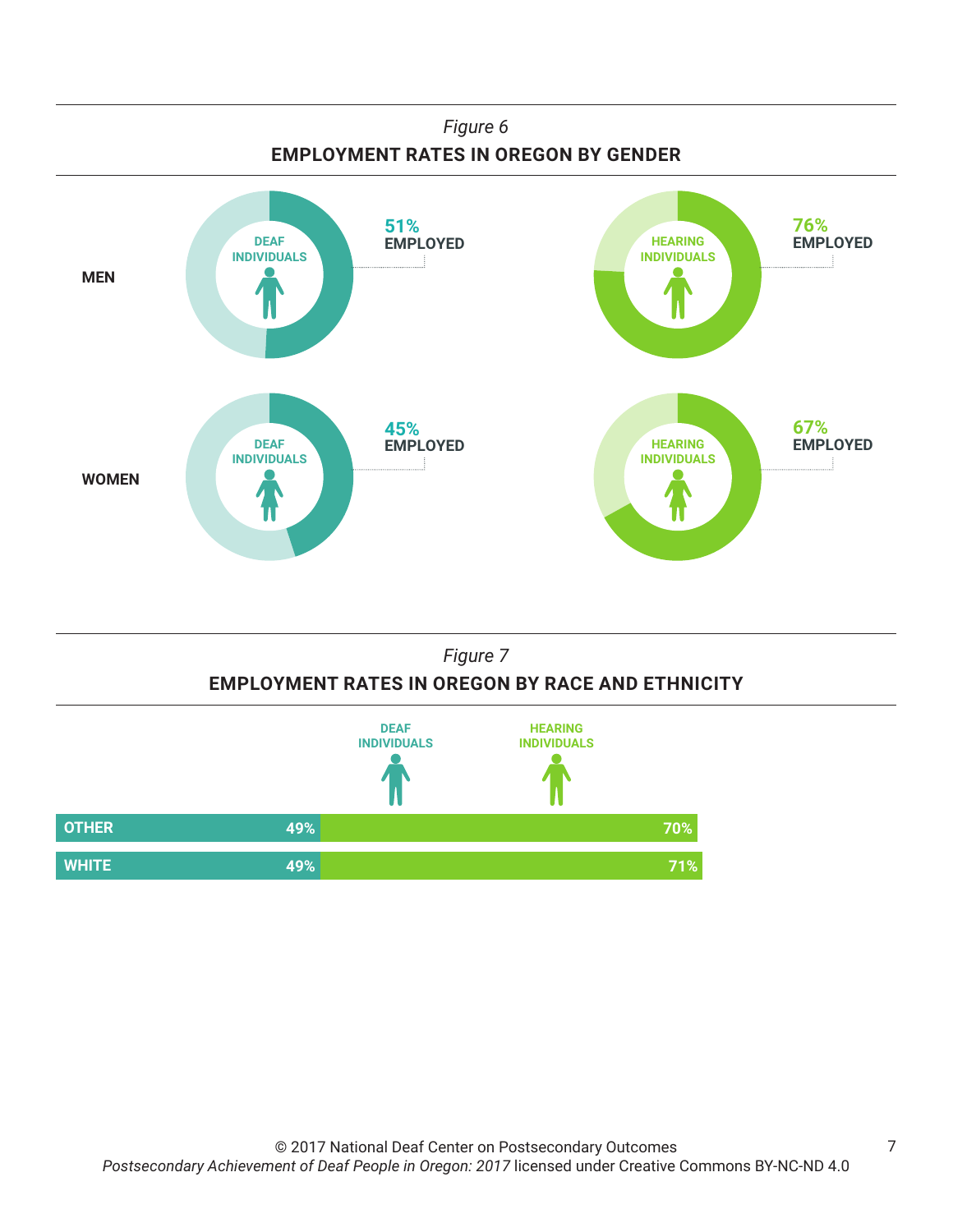*Figure 6*

**EMPLOYMENT RATES IN OREGON BY GENDER**

| | Deaf Individuals | Hearing Individuals |
|---|---|---|
| **MEN** | 51% EMPLOYED | 76% EMPLOYED |
| **WOMEN** | 45% EMPLOYED | 67% EMPLOYED |

*Figure 7*

**EMPLOYMENT RATES IN OREGON BY RACE AND ETHNICITY**

| | Deaf Individuals | Hearing Individuals |
|---|---|---|
| **OTHER** | 49% | 70% |
| **WHITE** | 49% | 71% |

© 2017 National Deaf Center on Postsecondary Outcomes
*Postsecondary Achievement of Deaf People in Oregon: 2017* licensed under Creative Commons BY-NC-ND 4.0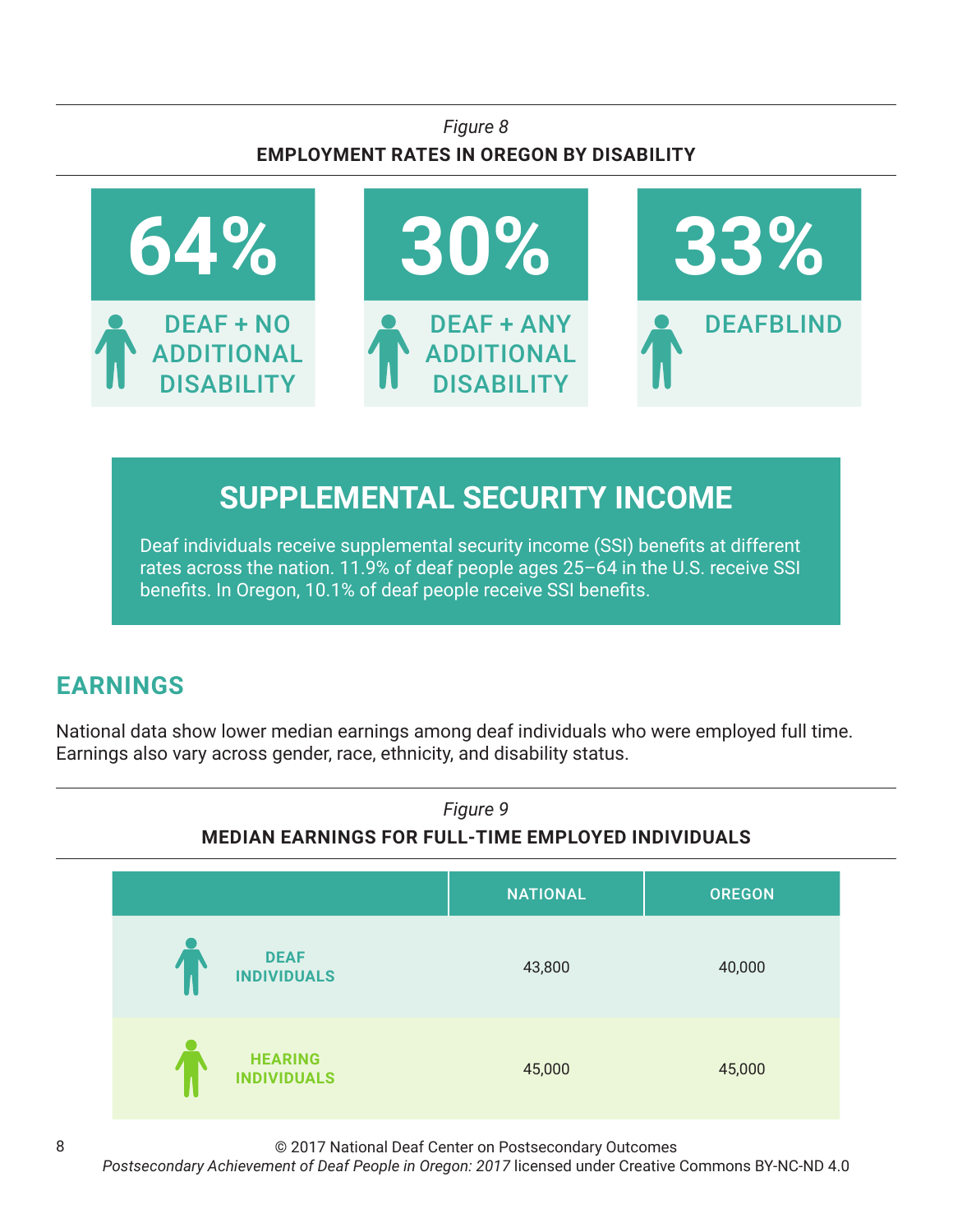*Figure 8*

**EMPLOYMENT RATES IN OREGON BY DISABILITY**

| 64% | 30% | 33% |
|---|---|---|
| DEAF + NO ADDITIONAL DISABILITY | DEAF + ANY ADDITIONAL DISABILITY | DEAFBLIND |

## SUPPLEMENTAL SECURITY INCOME

Deaf individuals receive supplemental security income (SSI) benefits at different rates across the nation. 11.9% of deaf people ages 25–64 in the U.S. receive SSI benefits. In Oregon, 10.1% of deaf people receive SSI benefits.

## EARNINGS

National data show lower median earnings among deaf individuals who were employed full time. Earnings also vary across gender, race, ethnicity, and disability status.

*Figure 9*

**MEDIAN EARNINGS FOR FULL-TIME EMPLOYED INDIVIDUALS**

| | NATIONAL | OREGON |
|---|---|---|
| DEAF INDIVIDUALS | 43,800 | 40,000 |
| HEARING INDIVIDUALS | 45,000 | 45,000 |

© 2017 National Deaf Center on Postsecondary Outcomes
*Postsecondary Achievement of Deaf People in Oregon: 2017* licensed under Creative Commons BY-NC-ND 4.0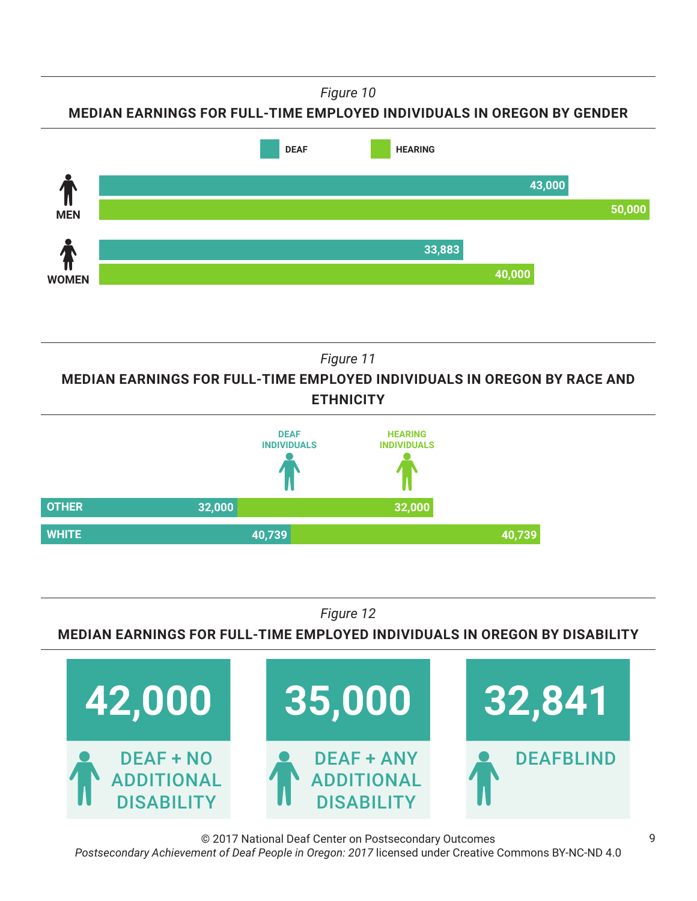*Figure 10*

**MEDIAN EARNINGS FOR FULL-TIME EMPLOYED INDIVIDUALS IN OREGON BY GENDER**

| | DEAF | HEARING |
|---|---|---|
| MEN | 43,000 | 50,000 |
| WOMEN | 33,883 | 40,000 |

*Figure 11*

**MEDIAN EARNINGS FOR FULL-TIME EMPLOYED INDIVIDUALS IN OREGON BY RACE AND ETHNICITY**

| | DEAF INDIVIDUALS | HEARING INDIVIDUALS |
|---|---|---|
| OTHER | 32,000 | 32,000 |
| WHITE | 40,739 | 40,739 |

*Figure 12*

**MEDIAN EARNINGS FOR FULL-TIME EMPLOYED INDIVIDUALS IN OREGON BY DISABILITY**

| 42,000 | 35,000 | 32,841 |
|---|---|---|
| DEAF + NO ADDITIONAL DISABILITY | DEAF + ANY ADDITIONAL DISABILITY | DEAFBLIND |

© 2017 National Deaf Center on Postsecondary Outcomes
*Postsecondary Achievement of Deaf People in Oregon: 2017* licensed under Creative Commons BY-NC-ND 4.0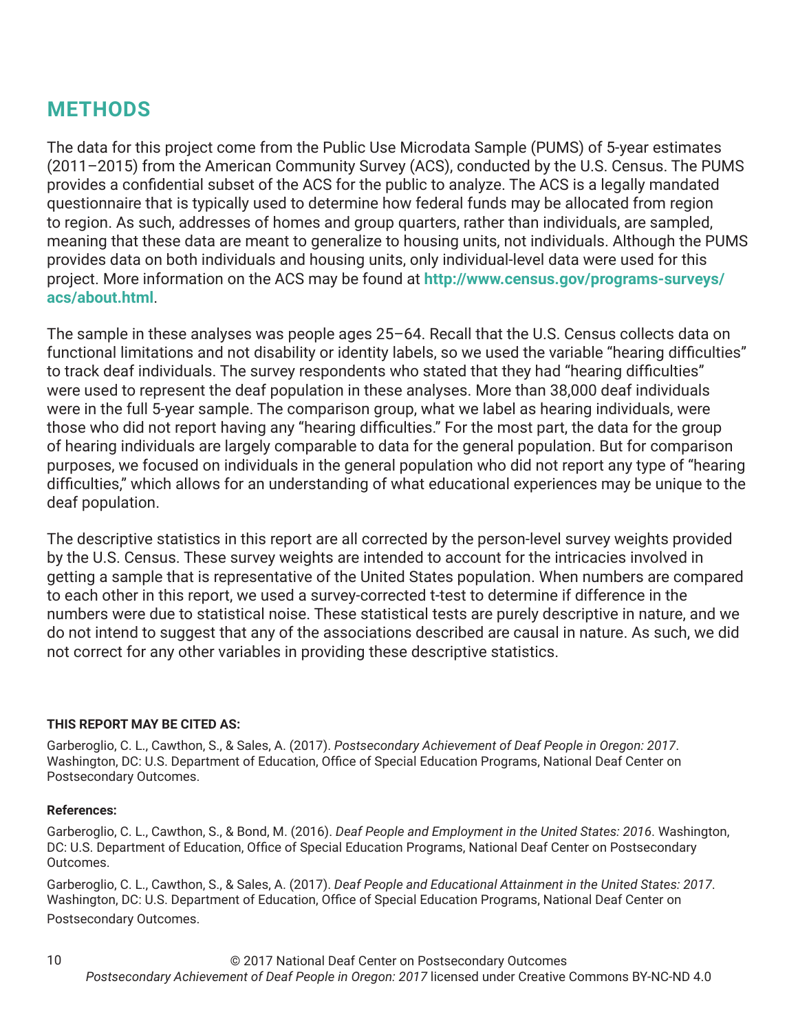## METHODS

The data for this project come from the Public Use Microdata Sample (PUMS) of 5-year estimates (2011–2015) from the American Community Survey (ACS), conducted by the U.S. Census. The PUMS provides a confidential subset of the ACS for the public to analyze. The ACS is a legally mandated questionnaire that is typically used to determine how federal funds may be allocated from region to region. As such, addresses of homes and group quarters, rather than individuals, are sampled, meaning that these data are meant to generalize to housing units, not individuals. Although the PUMS provides data on both individuals and housing units, only individual-level data were used for this project. More information on the ACS may be found at **http://www.census.gov/programs-surveys/acs/about.html**.

The sample in these analyses was people ages 25–64. Recall that the U.S. Census collects data on functional limitations and not disability or identity labels, so we used the variable "hearing difficulties" to track deaf individuals. The survey respondents who stated that they had "hearing difficulties" were used to represent the deaf population in these analyses. More than 38,000 deaf individuals were in the full 5-year sample. The comparison group, what we label as hearing individuals, were those who did not report having any "hearing difficulties." For the most part, the data for the group of hearing individuals are largely comparable to data for the general population. But for comparison purposes, we focused on individuals in the general population who did not report any type of "hearing difficulties," which allows for an understanding of what educational experiences may be unique to the deaf population.

The descriptive statistics in this report are all corrected by the person-level survey weights provided by the U.S. Census. These survey weights are intended to account for the intricacies involved in getting a sample that is representative of the United States population. When numbers are compared to each other in this report, we used a survey-corrected t-test to determine if difference in the numbers were due to statistical noise. These statistical tests are purely descriptive in nature, and we do not intend to suggest that any of the associations described are causal in nature. As such, we did not correct for any other variables in providing these descriptive statistics.

**THIS REPORT MAY BE CITED AS:**

Garberoglio, C. L., Cawthon, S., & Sales, A. (2017). *Postsecondary Achievement of Deaf People in Oregon: 2017*. Washington, DC: U.S. Department of Education, Office of Special Education Programs, National Deaf Center on Postsecondary Outcomes.

**References:**

Garberoglio, C. L., Cawthon, S., & Bond, M. (2016). *Deaf People and Employment in the United States: 2016*. Washington, DC: U.S. Department of Education, Office of Special Education Programs, National Deaf Center on Postsecondary Outcomes.

Garberoglio, C. L., Cawthon, S., & Sales, A. (2017). *Deaf People and Educational Attainment in the United States: 2017*. Washington, DC: U.S. Department of Education, Office of Special Education Programs, National Deaf Center on Postsecondary Outcomes.

© 2017 National Deaf Center on Postsecondary Outcomes
*Postsecondary Achievement of Deaf People in Oregon: 2017* licensed under Creative Commons BY-NC-ND 4.0